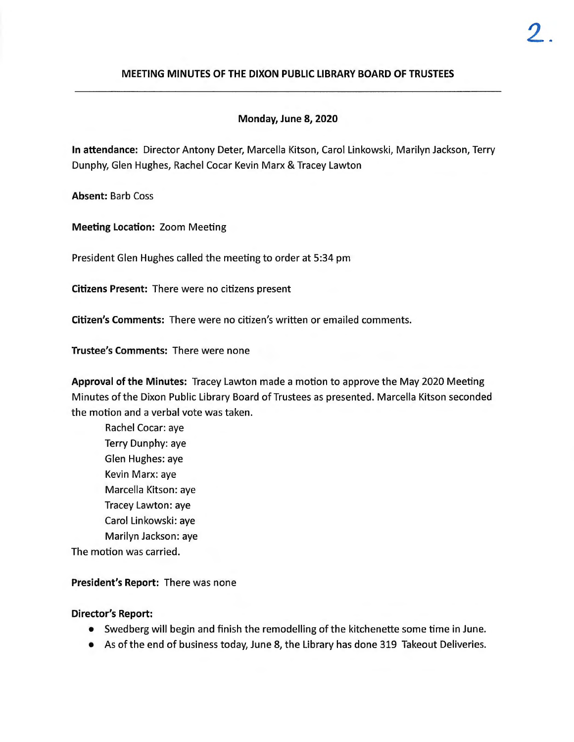## MEETING MINUTES OF THE DIXON PUBLIC LIBRARY BOARD OF TRUSTEES

**Monday, June 8, 2020**

**In attendance:** Director Antony Deter, Marcella Kitson, Carol Linkowski, Marilyn Jackson, Terry Dunphy, Glen Hughes, Rachel Cocar Kevin Marx & Tracey Lawton

**Absent:** Barb Coss

**Meeting Location:** Zoom Meeting

President Glen Hughes called the meeting to order at 5:34 pm

**Citizens Present:** There were no citizens present

**Citizen's Comments:** There were no citizen's written or emailed comments.

**Trustee's Comments:** There were none

**Approval of the Minutes:** Tracey Lawton made a motion to approve the May 2020 Meeting Minutes of the Dixon Public Library Board of Trustees as presented. Marcella Kitson seconded the motion and a verbal vote was taken.

Rachel Cocar: aye
Terry Dunphy: aye
Glen Hughes: aye
Kevin Marx: aye
Marcella Kitson: aye
Tracey Lawton: aye
Carol Linkowski: aye
Marilyn Jackson: aye

The motion was carried.

**President's Report:** There was none

**Director's Report:**

- Swedberg will begin and finish the remodelling of the kitchenette some time in June.
- As of the end of business today, June 8, the Library has done 319 Takeout Deliveries.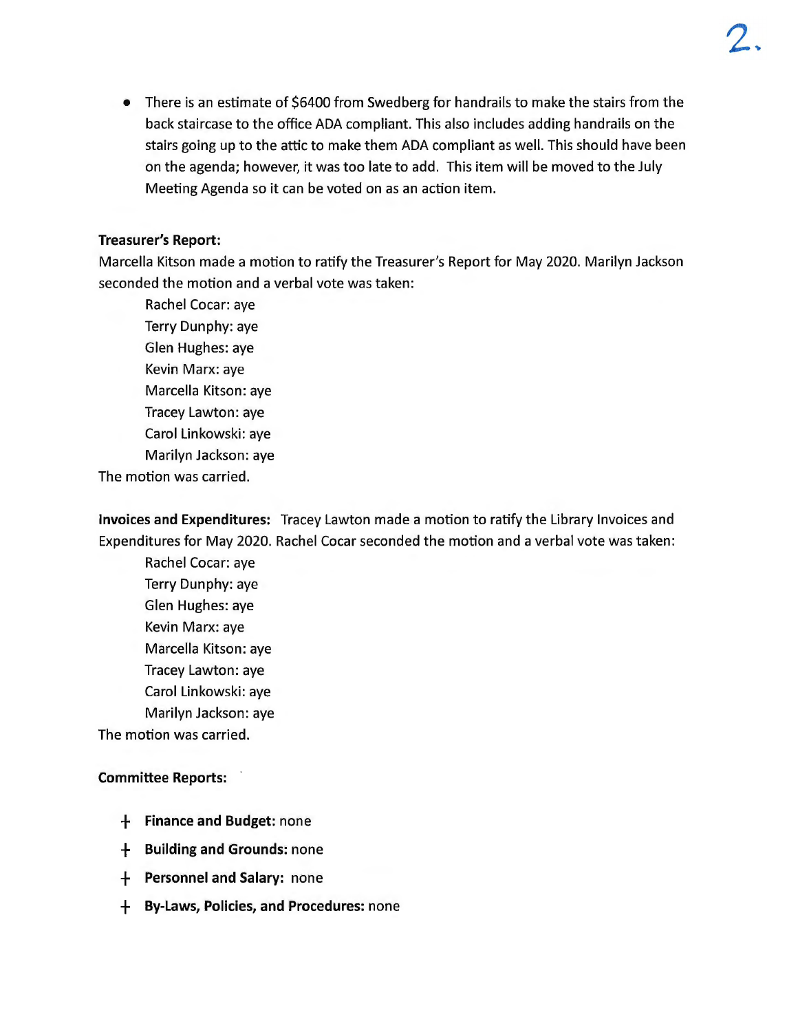- There is an estimate of $6400 from Swedberg for handrails to make the stairs from the back staircase to the office ADA compliant. This also includes adding handrails on the stairs going up to the attic to make them ADA compliant as well. This should have been on the agenda; however, it was too late to add. This item will be moved to the July Meeting Agenda so it can be voted on as an action item.

**Treasurer's Report:**
Marcella Kitson made a motion to ratify the Treasurer's Report for May 2020. Marilyn Jackson seconded the motion and a verbal vote was taken:

Rachel Cocar: aye
Terry Dunphy: aye
Glen Hughes: aye
Kevin Marx: aye
Marcella Kitson: aye
Tracey Lawton: aye
Carol Linkowski: aye
Marilyn Jackson: aye

The motion was carried.

**Invoices and Expenditures:** Tracey Lawton made a motion to ratify the Library Invoices and Expenditures for May 2020. Rachel Cocar seconded the motion and a verbal vote was taken:

Rachel Cocar: aye
Terry Dunphy: aye
Glen Hughes: aye
Kevin Marx: aye
Marcella Kitson: aye
Tracey Lawton: aye
Carol Linkowski: aye
Marilyn Jackson: aye

The motion was carried.

**Committee Reports:**

- **Finance and Budget:** none
- **Building and Grounds:** none
- **Personnel and Salary:** none
- **By-Laws, Policies, and Procedures:** none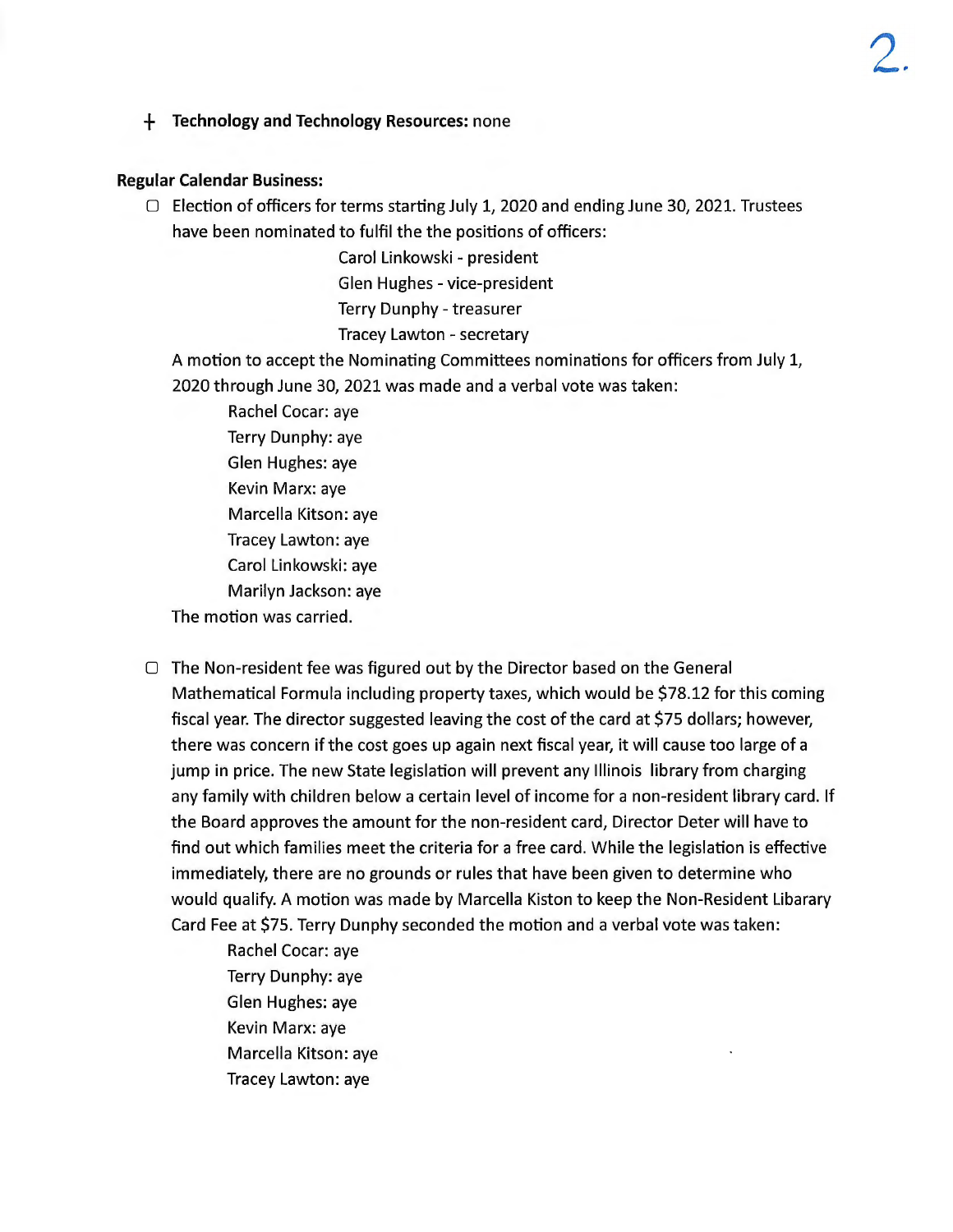- **Technology and Technology Resources:** none

**Regular Calendar Business:**

- Election of officers for terms starting July 1, 2020 and ending June 30, 2021. Trustees have been nominated to fulfil the the positions of officers:

  Carol Linkowski - president
  Glen Hughes - vice-president
  Terry Dunphy - treasurer
  Tracey Lawton - secretary

  A motion to accept the Nominating Committees nominations for officers from July 1, 2020 through June 30, 2021 was made and a verbal vote was taken:

  Rachel Cocar: aye
  Terry Dunphy: aye
  Glen Hughes: aye
  Kevin Marx: aye
  Marcella Kitson: aye
  Tracey Lawton: aye
  Carol Linkowski: aye
  Marilyn Jackson: aye

  The motion was carried.

- The Non-resident fee was figured out by the Director based on the General Mathematical Formula including property taxes, which would be $78.12 for this coming fiscal year. The director suggested leaving the cost of the card at $75 dollars; however, there was concern if the cost goes up again next fiscal year, it will cause too large of a jump in price. The new State legislation will prevent any Illinois library from charging any family with children below a certain level of income for a non-resident library card. If the Board approves the amount for the non-resident card, Director Deter will have to find out which families meet the criteria for a free card. While the legislation is effective immediately, there are no grounds or rules that have been given to determine who would qualify. A motion was made by Marcella Kiston to keep the Non-Resident Libarary Card Fee at $75. Terry Dunphy seconded the motion and a verbal vote was taken:

  Rachel Cocar: aye
  Terry Dunphy: aye
  Glen Hughes: aye
  Kevin Marx: aye
  Marcella Kitson: aye
  Tracey Lawton: aye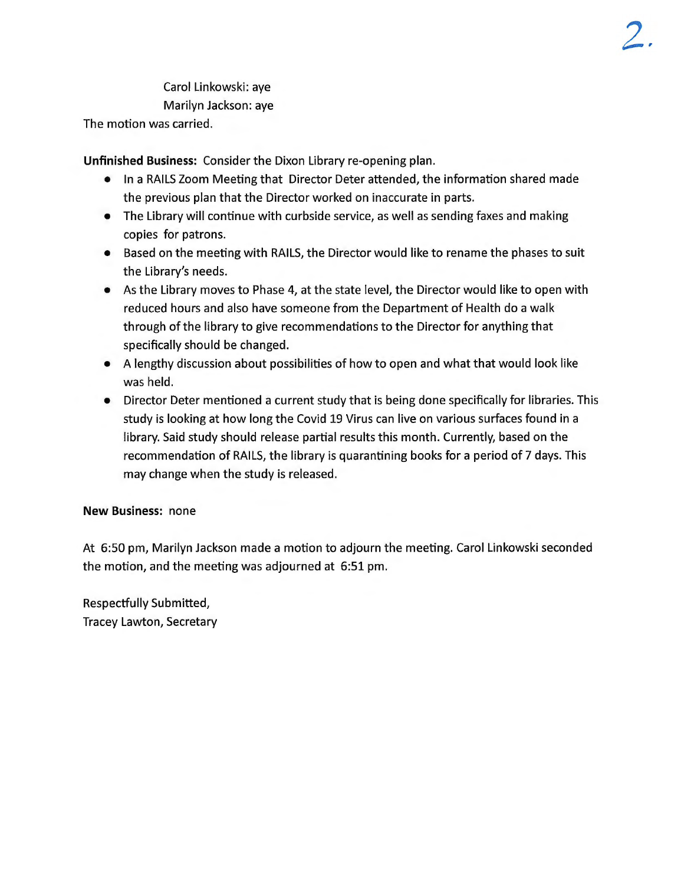Carol Linkowski: aye
Marilyn Jackson: aye

The motion was carried.

**Unfinished Business:** Consider the Dixon Library re-opening plan.

- In a RAILS Zoom Meeting that Director Deter attended, the information shared made the previous plan that the Director worked on inaccurate in parts.
- The Library will continue with curbside service, as well as sending faxes and making copies for patrons.
- Based on the meeting with RAILS, the Director would like to rename the phases to suit the Library's needs.
- As the Library moves to Phase 4, at the state level, the Director would like to open with reduced hours and also have someone from the Department of Health do a walk through of the library to give recommendations to the Director for anything that specifically should be changed.
- A lengthy discussion about possibilities of how to open and what that would look like was held.
- Director Deter mentioned a current study that is being done specifically for libraries. This study is looking at how long the Covid 19 Virus can live on various surfaces found in a library. Said study should release partial results this month. Currently, based on the recommendation of RAILS, the library is quarantining books for a period of 7 days. This may change when the study is released.

**New Business:** none

At 6:50 pm, Marilyn Jackson made a motion to adjourn the meeting. Carol Linkowski seconded the motion, and the meeting was adjourned at 6:51 pm.

Respectfully Submitted,
Tracey Lawton, Secretary